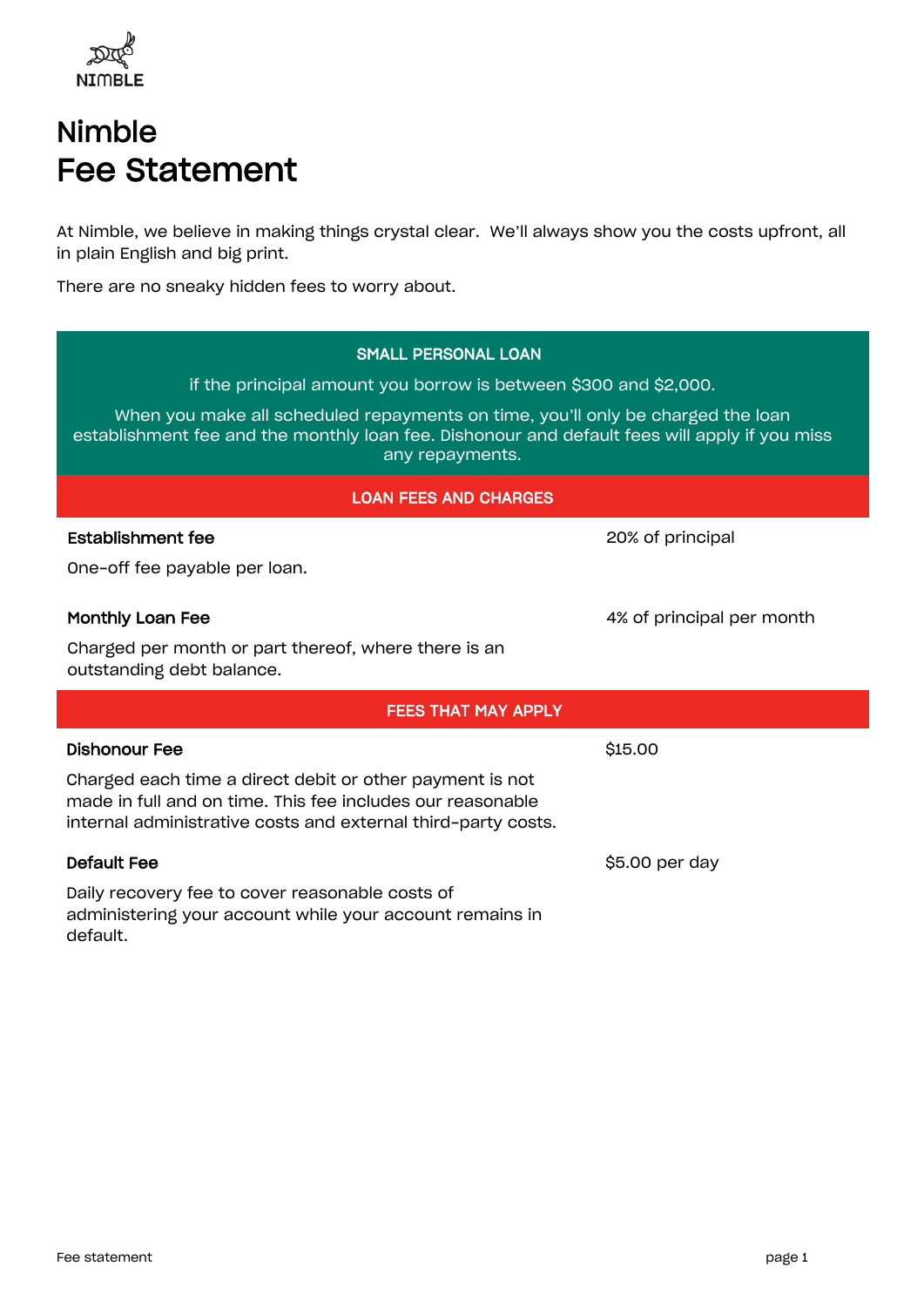NIMBLE

# Nimble
# Fee Statement

At Nimble, we believe in making things crystal clear. We'll always show you the costs upfront, all in plain English and big print.

There are no sneaky hidden fees to worry about.

**SMALL PERSONAL LOAN**

if the principal amount you borrow is between $300 and $2,000.

When you make all scheduled repayments on time, you'll only be charged the loan establishment fee and the monthly loan fee. Dishonour and default fees will apply if you miss any repayments.

**LOAN FEES AND CHARGES**

| Fee | Amount |
|---|---|
| **Establishment fee**<br>One-off fee payable per loan. | 20% of principal |
| **Monthly Loan Fee**<br>Charged per month or part thereof, where there is an outstanding debt balance. | 4% of principal per month |

**FEES THAT MAY APPLY**

| Fee | Amount |
|---|---|
| **Dishonour Fee**<br>Charged each time a direct debit or other payment is not made in full and on time. This fee includes our reasonable internal administrative costs and external third-party costs. | $15.00 |
| **Default Fee**<br>Daily recovery fee to cover reasonable costs of administering your account while your account remains in default. | $5.00 per day |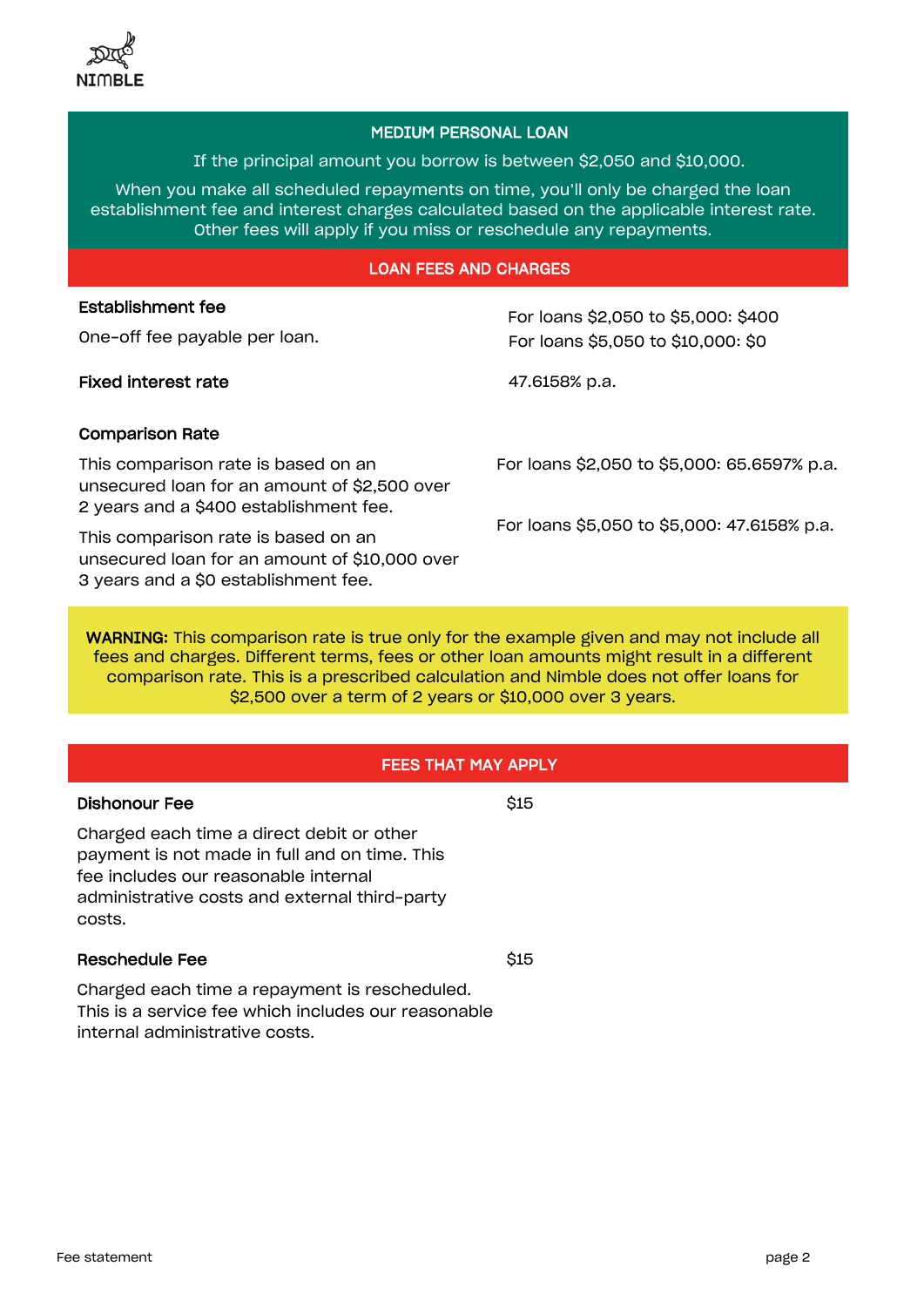## MEDIUM PERSONAL LOAN

If the principal amount you borrow is between $2,050 and $10,000.

When you make all scheduled repayments on time, you'll only be charged the loan establishment fee and interest charges calculated based on the applicable interest rate. Other fees will apply if you miss or reschedule any repayments.

## LOAN FEES AND CHARGES

| | |
|---|---|
| **Establishment fee**<br>One-off fee payable per loan. | For loans $2,050 to $5,000: $400<br>For loans $5,050 to $10,000: $0 |
| **Fixed interest rate** | 47.6158% p.a. |
| **Comparison Rate** | |
| This comparison rate is based on an unsecured loan for an amount of $2,500 over 2 years and a $400 establishment fee. | For loans $2,050 to $5,000: 65.6597% p.a. |
| This comparison rate is based on an unsecured loan for an amount of $10,000 over 3 years and a $0 establishment fee. | For loans $5,050 to $5,000: 47.6158% p.a. |

**WARNING:** This comparison rate is true only for the example given and may not include all fees and charges. Different terms, fees or other loan amounts might result in a different comparison rate. This is a prescribed calculation and Nimble does not offer loans for $2,500 over a term of 2 years or $10,000 over 3 years.

## FEES THAT MAY APPLY

| | |
|---|---|
| **Dishonour Fee**<br>Charged each time a direct debit or other payment is not made in full and on time. This fee includes our reasonable internal administrative costs and external third-party costs. | $15 |
| **Reschedule Fee**<br>Charged each time a repayment is rescheduled. This is a service fee which includes our reasonable internal administrative costs. | $15 |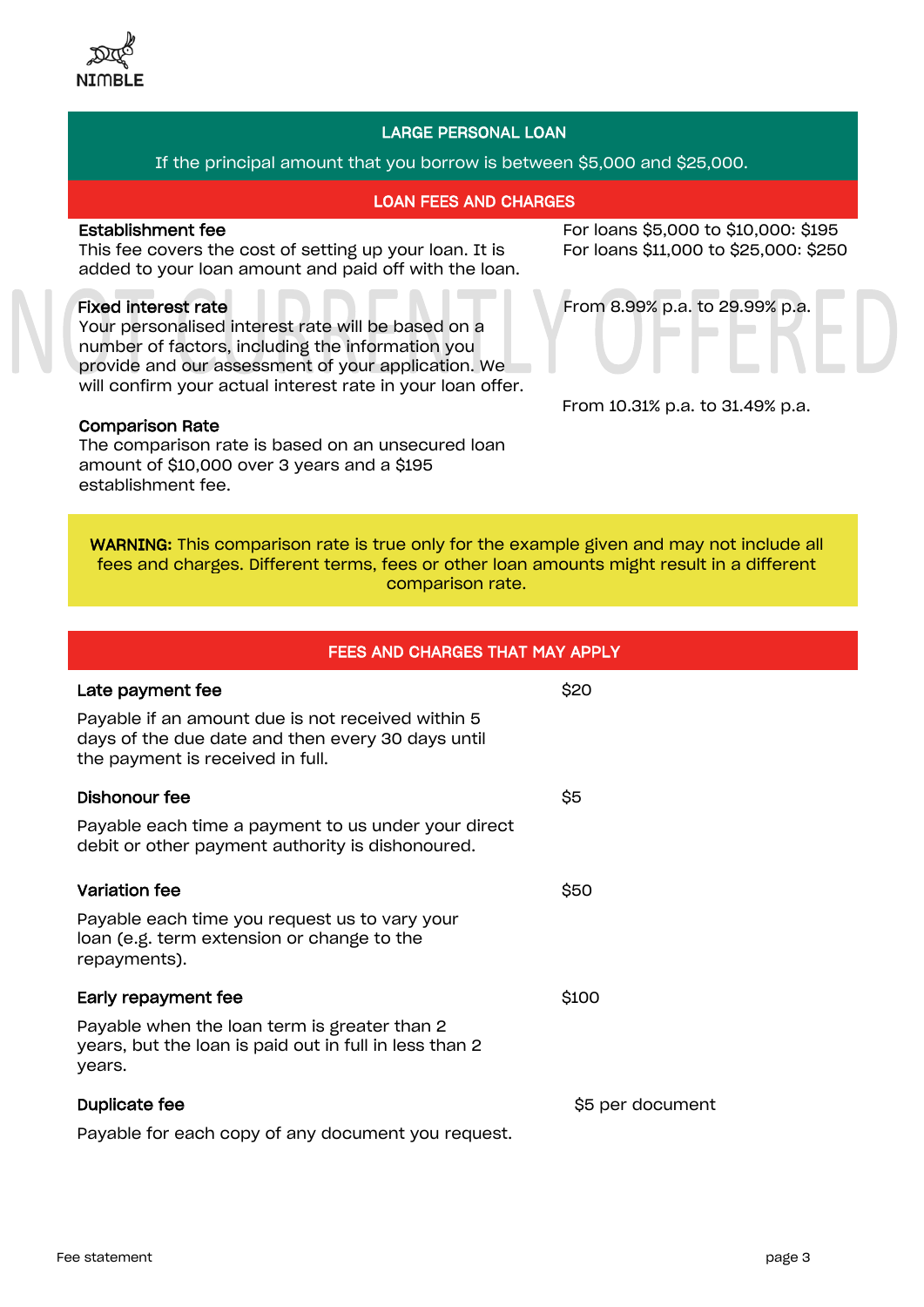## LARGE PERSONAL LOAN

If the principal amount that you borrow is between $5,000 and $25,000.

NOT CURRENTLY OFFERED

### LOAN FEES AND CHARGES

| | |
|---|---|
| **Establishment fee**<br>This fee covers the cost of setting up your loan. It is added to your loan amount and paid off with the loan. | For loans $5,000 to $10,000: $195<br>For loans $11,000 to $25,000: $250 |
| **Fixed interest rate**<br>Your personalised interest rate will be based on a number of factors, including the information you provide and our assessment of your application. We will confirm your actual interest rate in your loan offer. | From 8.99% p.a. to 29.99% p.a. |
| **Comparison Rate**<br>The comparison rate is based on an unsecured loan amount of $10,000 over 3 years and a $195 establishment fee. | From 10.31% p.a. to 31.49% p.a. |

**WARNING:** This comparison rate is true only for the example given and may not include all fees and charges. Different terms, fees or other loan amounts might result in a different comparison rate.

### FEES AND CHARGES THAT MAY APPLY

| | |
|---|---|
| **Late payment fee**<br>Payable if an amount due is not received within 5 days of the due date and then every 30 days until the payment is received in full. | $20 |
| **Dishonour fee**<br>Payable each time a payment to us under your direct debit or other payment authority is dishonoured. | $5 |
| **Variation fee**<br>Payable each time you request us to vary your loan (e.g. term extension or change to the repayments). | $50 |
| **Early repayment fee**<br>Payable when the loan term is greater than 2 years, but the loan is paid out in full in less than 2 years. | $100 |
| **Duplicate fee**<br>Payable for each copy of any document you request. | $5 per document |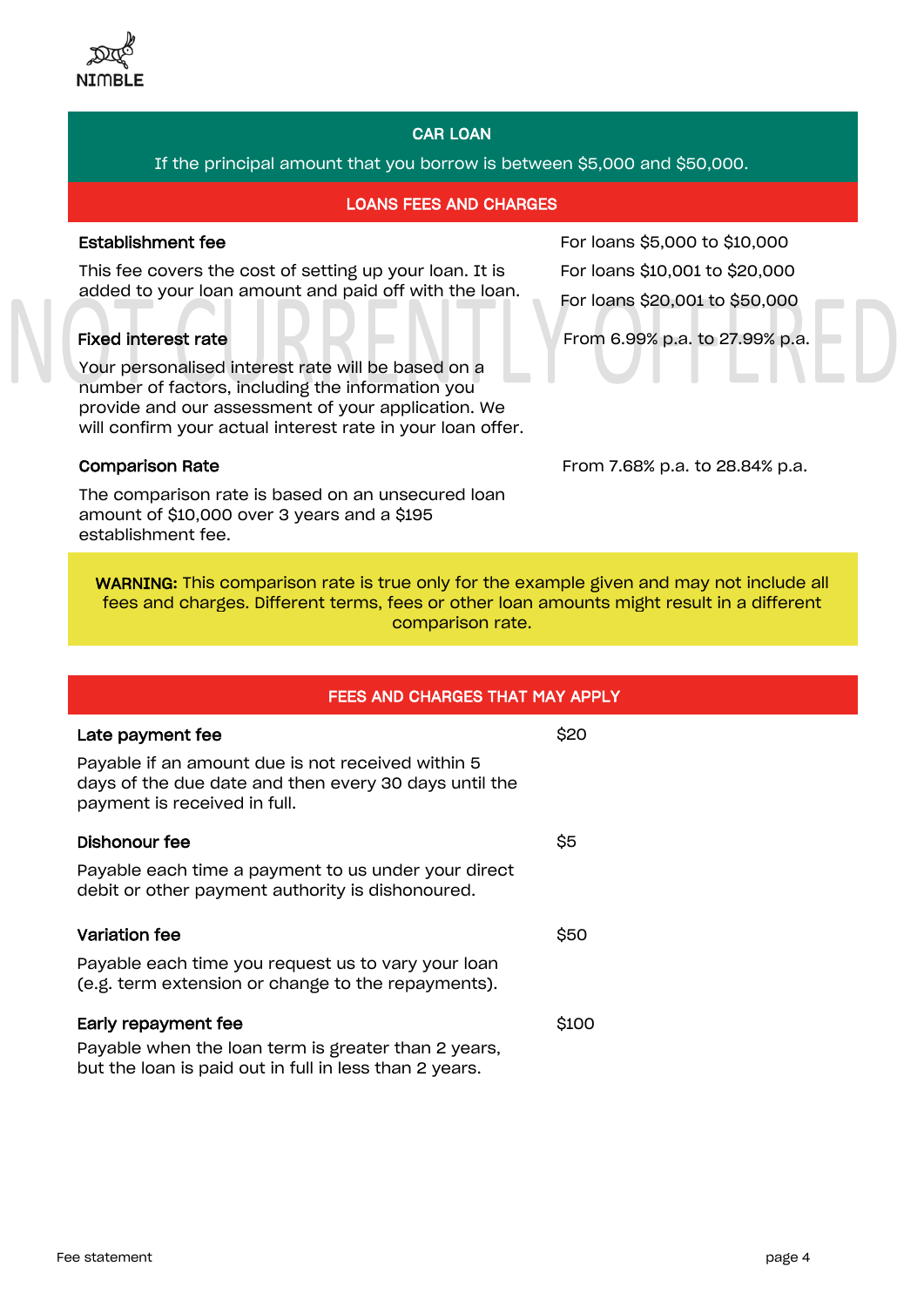## CAR LOAN

If the principal amount that you borrow is between $5,000 and $50,000.

### LOANS FEES AND CHARGES

NOT CURRENTLY OFFERED

| | |
|---|---|
| **Establishment fee**<br><br>This fee covers the cost of setting up your loan. It is added to your loan amount and paid off with the loan. | For loans $5,000 to $10,000<br>For loans $10,001 to $20,000<br>For loans $20,001 to $50,000 |
| **Fixed interest rate**<br><br>Your personalised interest rate will be based on a number of factors, including the information you provide and our assessment of your application. We will confirm your actual interest rate in your loan offer. | From 6.99% p.a. to 27.99% p.a. |
| **Comparison Rate**<br><br>The comparison rate is based on an unsecured loan amount of $10,000 over 3 years and a $195 establishment fee. | From 7.68% p.a. to 28.84% p.a. |

**WARNING:** This comparison rate is true only for the example given and may not include all fees and charges. Different terms, fees or other loan amounts might result in a different comparison rate.

### FEES AND CHARGES THAT MAY APPLY

| | |
|---|---|
| **Late payment fee**<br><br>Payable if an amount due is not received within 5 days of the due date and then every 30 days until the payment is received in full. | $20 |
| **Dishonour fee**<br><br>Payable each time a payment to us under your direct debit or other payment authority is dishonoured. | $5 |
| **Variation fee**<br><br>Payable each time you request us to vary your loan (e.g. term extension or change to the repayments). | $50 |
| **Early repayment fee**<br><br>Payable when the loan term is greater than 2 years, but the loan is paid out in full in less than 2 years. | $100 |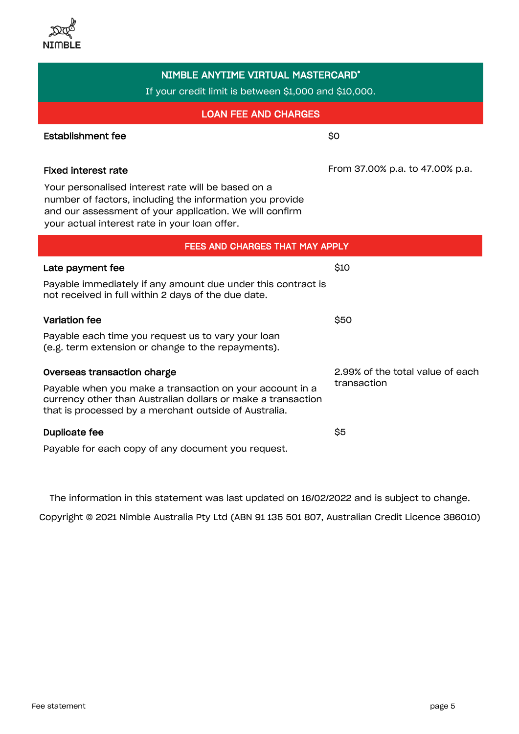NIMBLE

## NIMBLE ANYTIME VIRTUAL MASTERCARD®

If your credit limit is between $1,000 and $10,000.

### LOAN FEE AND CHARGES

| | |
|---|---|
| **Establishment fee** | $0 |
| **Fixed interest rate**<br><br>Your personalised interest rate will be based on a number of factors, including the information you provide and our assessment of your application. We will confirm your actual interest rate in your loan offer. | From 37.00% p.a. to 47.00% p.a. |

### FEES AND CHARGES THAT MAY APPLY

| | |
|---|---|
| **Late payment fee**<br><br>Payable immediately if any amount due under this contract is not received in full within 2 days of the due date. | $10 |
| **Variation fee**<br><br>Payable each time you request us to vary your loan (e.g. term extension or change to the repayments). | $50 |
| **Overseas transaction charge**<br><br>Payable when you make a transaction on your account in a currency other than Australian dollars or make a transaction that is processed by a merchant outside of Australia. | 2.99% of the total value of each transaction |
| **Duplicate fee**<br><br>Payable for each copy of any document you request. | $5 |

The information in this statement was last updated on 16/02/2022 and is subject to change.

Copyright © 2021 Nimble Australia Pty Ltd (ABN 91 135 501 807, Australian Credit Licence 386010)